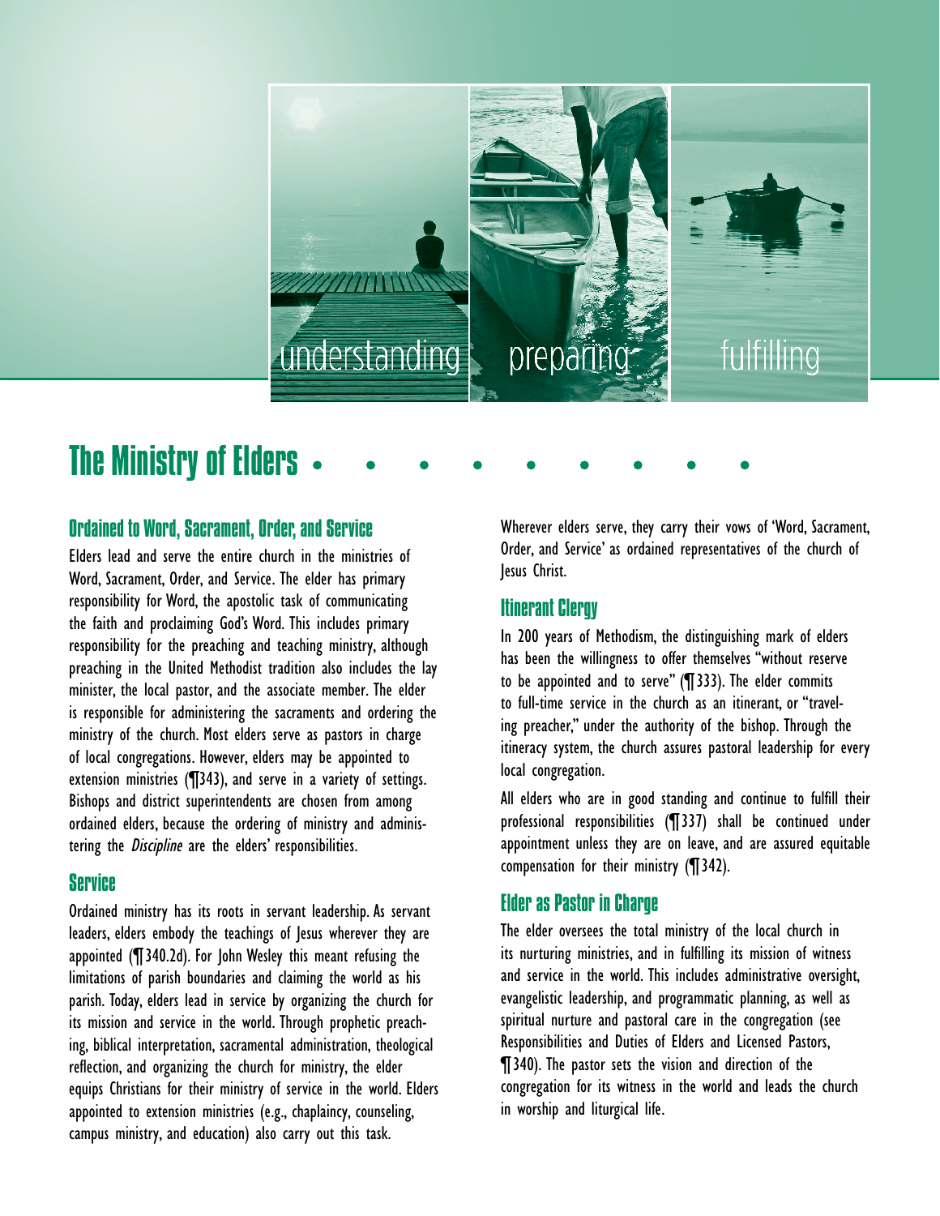understanding preparing fulfilling

# The Ministry of Elders

## Ordained to Word, Sacrament, Order, and Service

Elders lead and serve the entire church in the ministries of Word, Sacrament, Order, and Service. The elder has primary responsibility for Word, the apostolic task of communicating the faith and proclaiming God's Word. This includes primary responsibility for the preaching and teaching ministry, although preaching in the United Methodist tradition also includes the lay minister, the local pastor, and the associate member. The elder is responsible for administering the sacraments and ordering the ministry of the church. Most elders serve as pastors in charge of local congregations. However, elders may be appointed to extension ministries (¶343), and serve in a variety of settings. Bishops and district superintendents are chosen from among ordained elders, because the ordering of ministry and administering the *Discipline* are the elders' responsibilities.

## Service

Ordained ministry has its roots in servant leadership. As servant leaders, elders embody the teachings of Jesus wherever they are appointed (¶340.2d). For John Wesley this meant refusing the limitations of parish boundaries and claiming the world as his parish. Today, elders lead in service by organizing the church for its mission and service in the world. Through prophetic preaching, biblical interpretation, sacramental administration, theological reflection, and organizing the church for ministry, the elder equips Christians for their ministry of service in the world. Elders appointed to extension ministries (e.g., chaplaincy, counseling, campus ministry, and education) also carry out this task.

Wherever elders serve, they carry their vows of 'Word, Sacrament, Order, and Service' as ordained representatives of the church of Jesus Christ.

## Itinerant Clergy

In 200 years of Methodism, the distinguishing mark of elders has been the willingness to offer themselves "without reserve to be appointed and to serve" (¶333). The elder commits to full-time service in the church as an itinerant, or "traveling preacher," under the authority of the bishop. Through the itineracy system, the church assures pastoral leadership for every local congregation.

All elders who are in good standing and continue to fulfill their professional responsibilities (¶337) shall be continued under appointment unless they are on leave, and are assured equitable compensation for their ministry (¶342).

## Elder as Pastor in Charge

The elder oversees the total ministry of the local church in its nurturing ministries, and in fulfilling its mission of witness and service in the world. This includes administrative oversight, evangelistic leadership, and programmatic planning, as well as spiritual nurture and pastoral care in the congregation (see Responsibilities and Duties of Elders and Licensed Pastors, ¶340). The pastor sets the vision and direction of the congregation for its witness in the world and leads the church in worship and liturgical life.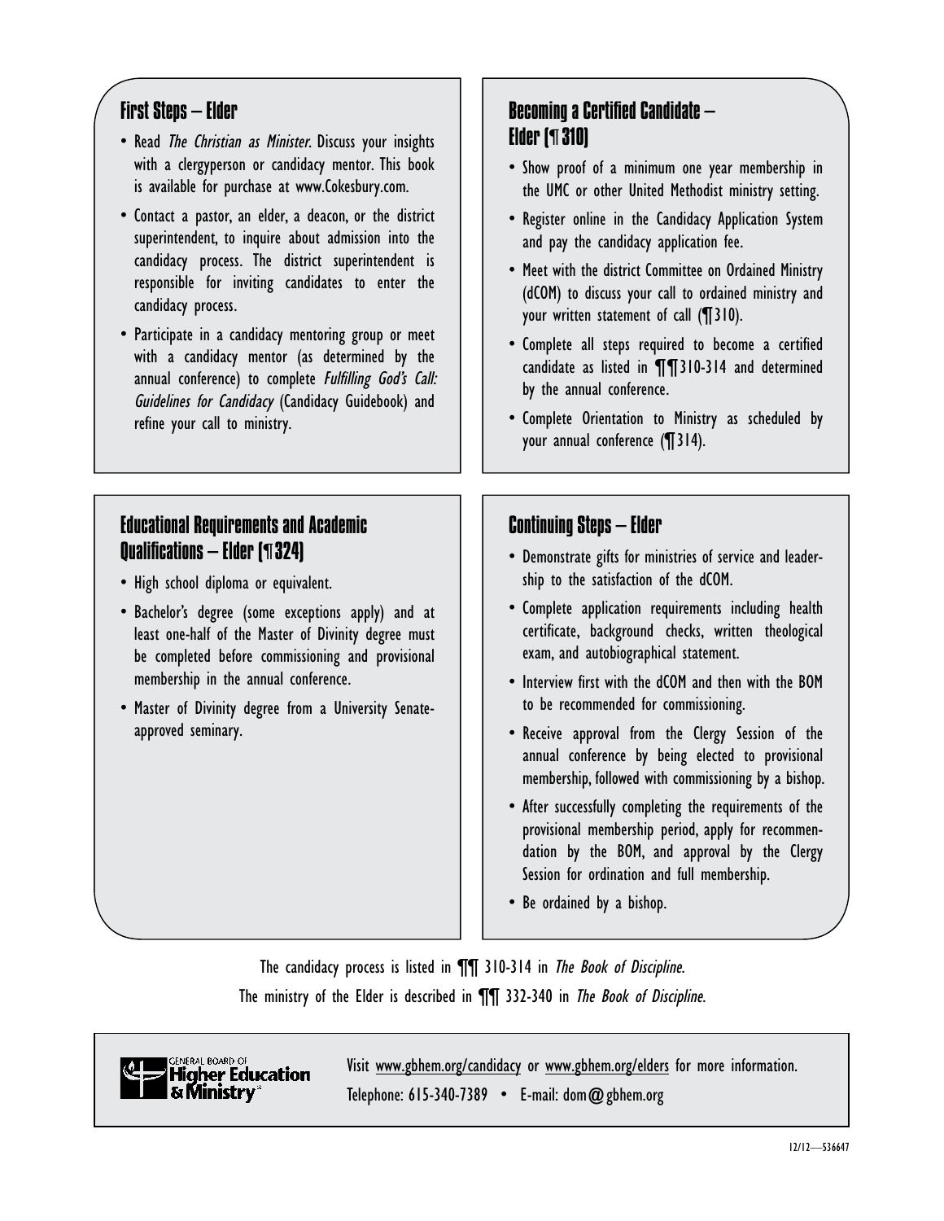## First Steps – Elder

- Read *The Christian as Minister*. Discuss your insights with a clergyperson or candidacy mentor. This book is available for purchase at www.Cokesbury.com.
- Contact a pastor, an elder, a deacon, or the district superintendent, to inquire about admission into the candidacy process. The district superintendent is responsible for inviting candidates to enter the candidacy process.
- Participate in a candidacy mentoring group or meet with a candidacy mentor (as determined by the annual conference) to complete *Fulfilling God's Call: Guidelines for Candidacy* (Candidacy Guidebook) and refine your call to ministry.

## Becoming a Certified Candidate – Elder (¶310)

- Show proof of a minimum one year membership in the UMC or other United Methodist ministry setting.
- Register online in the Candidacy Application System and pay the candidacy application fee.
- Meet with the district Committee on Ordained Ministry (dCOM) to discuss your call to ordained ministry and your written statement of call (¶310).
- Complete all steps required to become a certified candidate as listed in ¶¶310-314 and determined by the annual conference.
- Complete Orientation to Ministry as scheduled by your annual conference (¶314).

## Educational Requirements and Academic Qualifications – Elder (¶324)

- High school diploma or equivalent.
- Bachelor's degree (some exceptions apply) and at least one-half of the Master of Divinity degree must be completed before commissioning and provisional membership in the annual conference.
- Master of Divinity degree from a University Senate-approved seminary.

## Continuing Steps – Elder

- Demonstrate gifts for ministries of service and leadership to the satisfaction of the dCOM.
- Complete application requirements including health certificate, background checks, written theological exam, and autobiographical statement.
- Interview first with the dCOM and then with the BOM to be recommended for commissioning.
- Receive approval from the Clergy Session of the annual conference by being elected to provisional membership, followed with commissioning by a bishop.
- After successfully completing the requirements of the provisional membership period, apply for recommendation by the BOM, and approval by the Clergy Session for ordination and full membership.
- Be ordained by a bishop.

The candidacy process is listed in ¶¶ 310-314 in *The Book of Discipline*.

The ministry of the Elder is described in ¶¶ 332-340 in *The Book of Discipline*.

General Board of Higher Education & Ministry

Visit www.gbhem.org/candidacy or www.gbhem.org/elders for more information.

Telephone: 615-340-7389 • E-mail: dom@gbhem.org

12/12—536647